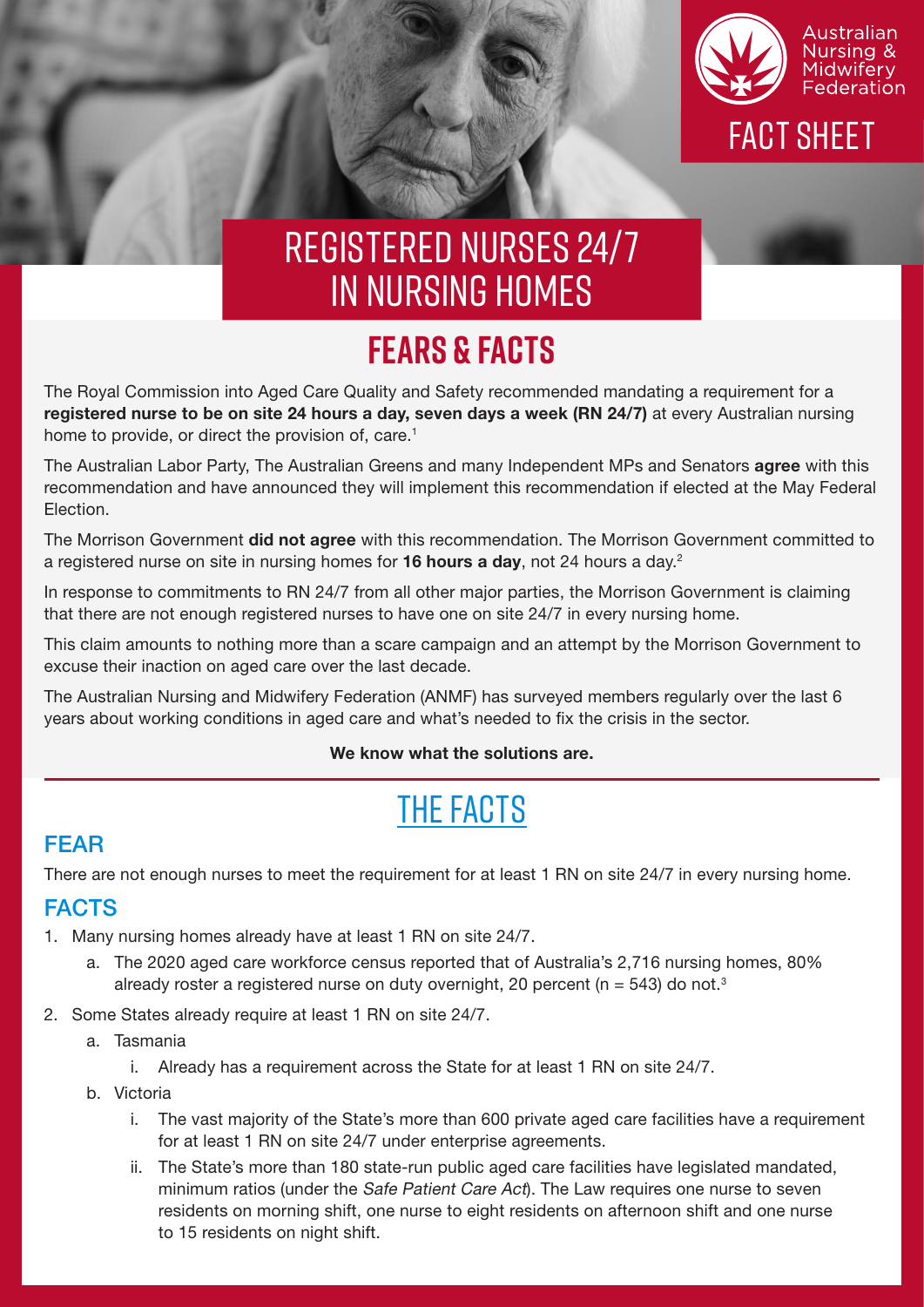Australian Nursing & Midwifery Federation

FACT SHEET

# REGISTERED NURSES 24/7 IN NURSING HOMES

## FEARS & FACTS

The Royal Commission into Aged Care Quality and Safety recommended mandating a requirement for a **registered nurse to be on site 24 hours a day, seven days a week (RN 24/7)** at every Australian nursing home to provide, or direct the provision of, care.[1]

The Australian Labor Party, The Australian Greens and many Independent MPs and Senators **agree** with this recommendation and have announced they will implement this recommendation if elected at the May Federal Election.

The Morrison Government **did not agree** with this recommendation. The Morrison Government committed to a registered nurse on site in nursing homes for **16 hours a day**, not 24 hours a day.[2]

In response to commitments to RN 24/7 from all other major parties, the Morrison Government is claiming that there are not enough registered nurses to have one on site 24/7 in every nursing home.

This claim amounts to nothing more than a scare campaign and an attempt by the Morrison Government to excuse their inaction on aged care over the last decade.

The Australian Nursing and Midwifery Federation (ANMF) has surveyed members regularly over the last 6 years about working conditions in aged care and what's needed to fix the crisis in the sector.

**We know what the solutions are.**

## THE FACTS

### FEAR

There are not enough nurses to meet the requirement for at least 1 RN on site 24/7 in every nursing home.

### FACTS

1. Many nursing homes already have at least 1 RN on site 24/7.
   a. The 2020 aged care workforce census reported that of Australia's 2,716 nursing homes, 80% already roster a registered nurse on duty overnight, 20 percent (n = 543) do not.[3]
2. Some States already require at least 1 RN on site 24/7.
   a. Tasmania
      i. Already has a requirement across the State for at least 1 RN on site 24/7.
   b. Victoria
      i. The vast majority of the State's more than 600 private aged care facilities have a requirement for at least 1 RN on site 24/7 under enterprise agreements.
      ii. The State's more than 180 state-run public aged care facilities have legislated mandated, minimum ratios (under the *Safe Patient Care Act*). The Law requires one nurse to seven residents on morning shift, one nurse to eight residents on afternoon shift and one nurse to 15 residents on night shift.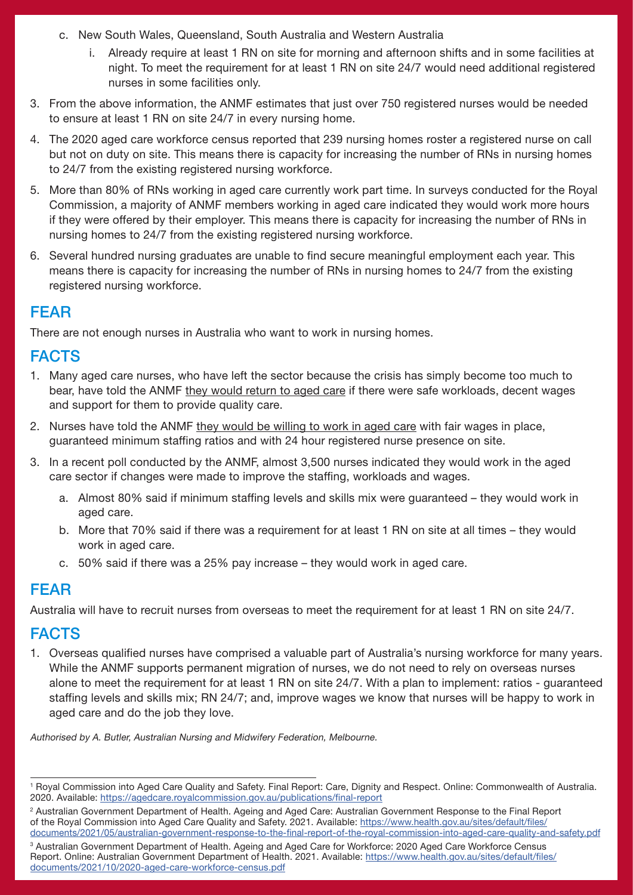c. New South Wales, Queensland, South Australia and Western Australia
      i. Already require at least 1 RN on site for morning and afternoon shifts and in some facilities at night. To meet the requirement for at least 1 RN on site 24/7 would need additional registered nurses in some facilities only.

3. From the above information, the ANMF estimates that just over 750 registered nurses would be needed to ensure at least 1 RN on site 24/7 in every nursing home.
4. The 2020 aged care workforce census reported that 239 nursing homes roster a registered nurse on call but not on duty on site. This means there is capacity for increasing the number of RNs in nursing homes to 24/7 from the existing registered nursing workforce.
5. More than 80% of RNs working in aged care currently work part time. In surveys conducted for the Royal Commission, a majority of ANMF members working in aged care indicated they would work more hours if they were offered by their employer. This means there is capacity for increasing the number of RNs in nursing homes to 24/7 from the existing registered nursing workforce.
6. Several hundred nursing graduates are unable to find secure meaningful employment each year. This means there is capacity for increasing the number of RNs in nursing homes to 24/7 from the existing registered nursing workforce.

## FEAR

There are not enough nurses in Australia who want to work in nursing homes.

## FACTS

1. Many aged care nurses, who have left the sector because the crisis has simply become too much to bear, have told the ANMF they would return to aged care if there were safe workloads, decent wages and support for them to provide quality care.
2. Nurses have told the ANMF they would be willing to work in aged care with fair wages in place, guaranteed minimum staffing ratios and with 24 hour registered nurse presence on site.
3. In a recent poll conducted by the ANMF, almost 3,500 nurses indicated they would work in the aged care sector if changes were made to improve the staffing, workloads and wages.
   a. Almost 80% said if minimum staffing levels and skills mix were guaranteed – they would work in aged care.
   b. More that 70% said if there was a requirement for at least 1 RN on site at all times – they would work in aged care.
   c. 50% said if there was a 25% pay increase – they would work in aged care.

## FEAR

Australia will have to recruit nurses from overseas to meet the requirement for at least 1 RN on site 24/7.

## FACTS

1. Overseas qualified nurses have comprised a valuable part of Australia's nursing workforce for many years. While the ANMF supports permanent migration of nurses, we do not need to rely on overseas nurses alone to meet the requirement for at least 1 RN on site 24/7. With a plan to implement: ratios - guaranteed staffing levels and skills mix; RN 24/7; and, improve wages we know that nurses will be happy to work in aged care and do the job they love.

*Authorised by A. Butler, Australian Nursing and Midwifery Federation, Melbourne.*

---

[1] Royal Commission into Aged Care Quality and Safety. Final Report: Care, Dignity and Respect. Online: Commonwealth of Australia. 2020. Available: https://agedcare.royalcommission.gov.au/publications/final-report

[2] Australian Government Department of Health. Ageing and Aged Care: Australian Government Response to the Final Report of the Royal Commission into Aged Care Quality and Safety. 2021. Available: https://www.health.gov.au/sites/default/files/documents/2021/05/australian-government-response-to-the-final-report-of-the-royal-commission-into-aged-care-quality-and-safety.pdf

[3] Australian Government Department of Health. Ageing and Aged Care for Workforce: 2020 Aged Care Workforce Census Report. Online: Australian Government Department of Health. 2021. Available: https://www.health.gov.au/sites/default/files/documents/2021/10/2020-aged-care-workforce-census.pdf